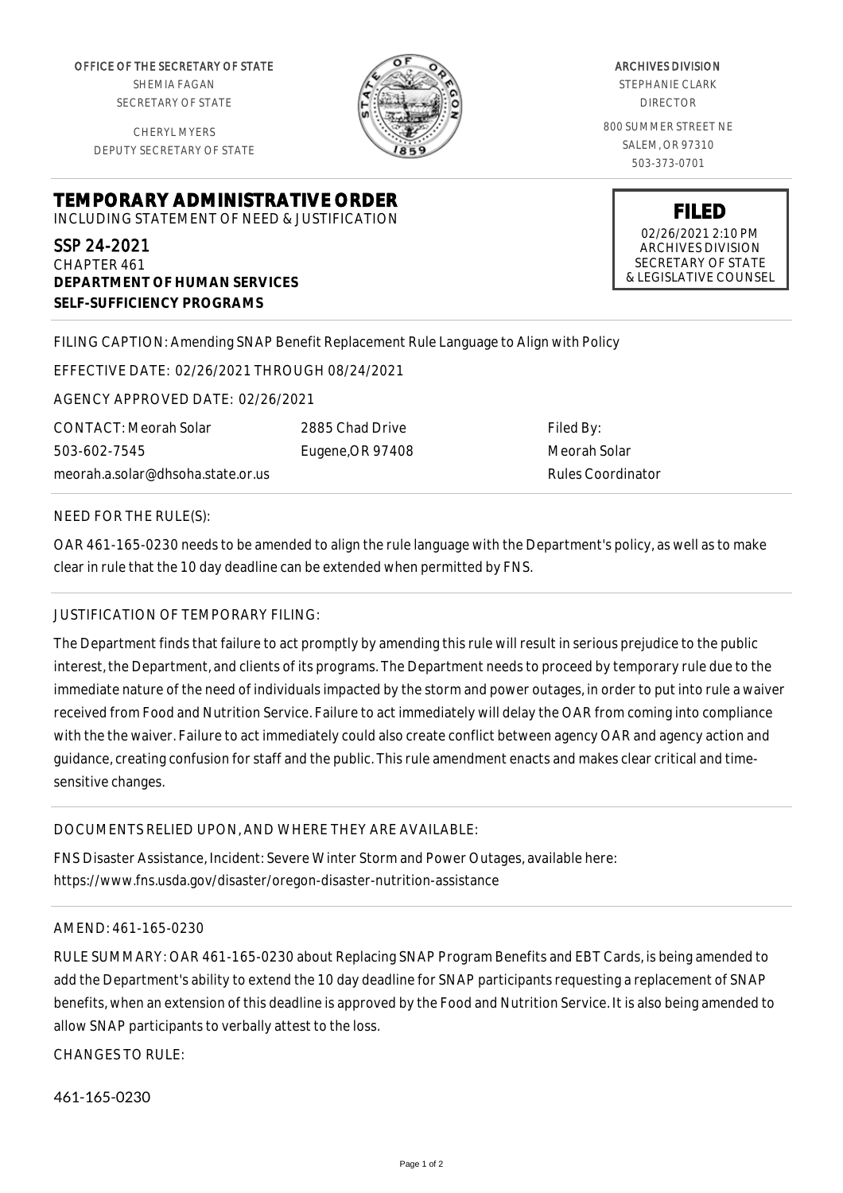OFFICE OF THE SECRETARY OF STATE
SHEMIA FAGAN
SECRETARY OF STATE

CHERYL MYERS
DEPUTY SECRETARY OF STATE

ARCHIVES DIVISION
STEPHANIE CLARK
DIRECTOR

800 SUMMER STREET NE
SALEM, OR 97310
503-373-0701

**FILED**
02/26/2021 2:10 PM
ARCHIVES DIVISION
SECRETARY OF STATE
& LEGISLATIVE COUNSEL

# TEMPORARY ADMINISTRATIVE ORDER

INCLUDING STATEMENT OF NEED & JUSTIFICATION

SSP 24-2021
CHAPTER 461
**DEPARTMENT OF HUMAN SERVICES**
**SELF-SUFFICIENCY PROGRAMS**

FILING CAPTION: Amending SNAP Benefit Replacement Rule Language to Align with Policy

EFFECTIVE DATE: 02/26/2021 THROUGH 08/24/2021

AGENCY APPROVED DATE: 02/26/2021

CONTACT: Meorah Solar
503-602-7545
meorah.a.solar@dhsoha.state.or.us

2885 Chad Drive
Eugene,OR 97408

Filed By:
Meorah Solar
Rules Coordinator

NEED FOR THE RULE(S):

OAR 461-165-0230 needs to be amended to align the rule language with the Department's policy, as well as to make clear in rule that the 10 day deadline can be extended when permitted by FNS.

JUSTIFICATION OF TEMPORARY FILING:

The Department finds that failure to act promptly by amending this rule will result in serious prejudice to the public interest, the Department, and clients of its programs. The Department needs to proceed by temporary rule due to the immediate nature of the need of individuals impacted by the storm and power outages, in order to put into rule a waiver received from Food and Nutrition Service. Failure to act immediately will delay the OAR from coming into compliance with the the waiver. Failure to act immediately could also create conflict between agency OAR and agency action and guidance, creating confusion for staff and the public. This rule amendment enacts and makes clear critical and time-sensitive changes.

DOCUMENTS RELIED UPON, AND WHERE THEY ARE AVAILABLE:

FNS Disaster Assistance, Incident: Severe Winter Storm and Power Outages, available here: https://www.fns.usda.gov/disaster/oregon-disaster-nutrition-assistance

AMEND: 461-165-0230

RULE SUMMARY: OAR 461-165-0230 about Replacing SNAP Program Benefits and EBT Cards, is being amended to add the Department's ability to extend the 10 day deadline for SNAP participants requesting a replacement of SNAP benefits, when an extension of this deadline is approved by the Food and Nutrition Service. It is also being amended to allow SNAP participants to verbally attest to the loss.

CHANGES TO RULE:

461-165-0230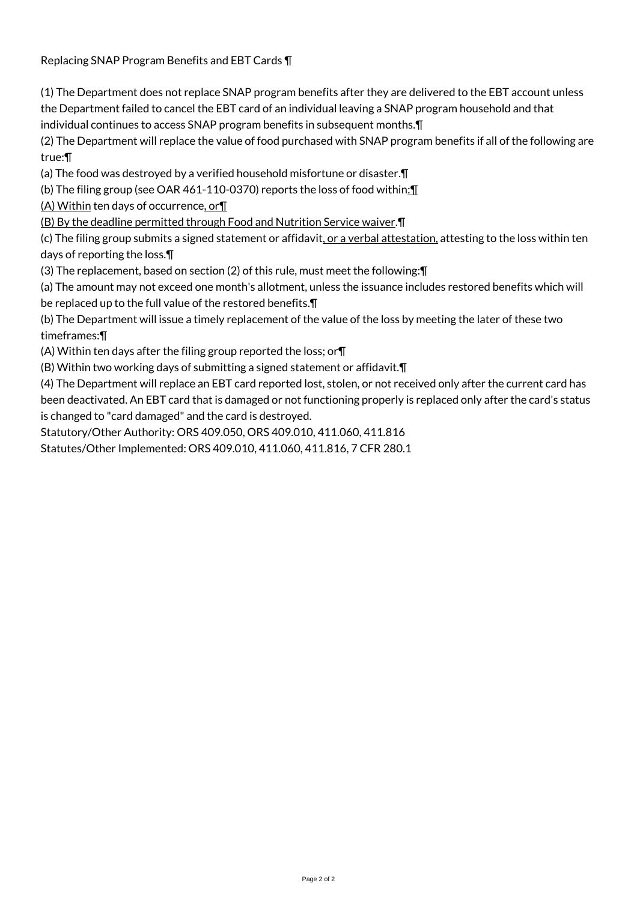Replacing SNAP Program Benefits and EBT Cards ¶

(1) The Department does not replace SNAP program benefits after they are delivered to the EBT account unless the Department failed to cancel the EBT card of an individual leaving a SNAP program household and that individual continues to access SNAP program benefits in subsequent months.¶

(2) The Department will replace the value of food purchased with SNAP program benefits if all of the following are true:¶

(a) The food was destroyed by a verified household misfortune or disaster.¶

(b) The filing group (see OAR 461-110-0370) reports the loss of food within:¶

(A) Within ten days of occurrence, or¶

(B) By the deadline permitted through Food and Nutrition Service waiver.¶

(c) The filing group submits a signed statement or affidavit, or a verbal attestation, attesting to the loss within ten days of reporting the loss.¶

(3) The replacement, based on section (2) of this rule, must meet the following:¶

(a) The amount may not exceed one month's allotment, unless the issuance includes restored benefits which will be replaced up to the full value of the restored benefits.¶

(b) The Department will issue a timely replacement of the value of the loss by meeting the later of these two timeframes:¶

(A) Within ten days after the filing group reported the loss; or¶

(B) Within two working days of submitting a signed statement or affidavit.¶

(4) The Department will replace an EBT card reported lost, stolen, or not received only after the current card has been deactivated. An EBT card that is damaged or not functioning properly is replaced only after the card's status is changed to "card damaged" and the card is destroyed.

Statutory/Other Authority: ORS 409.050, ORS 409.010, 411.060, 411.816

Statutes/Other Implemented: ORS 409.010, 411.060, 411.816, 7 CFR 280.1